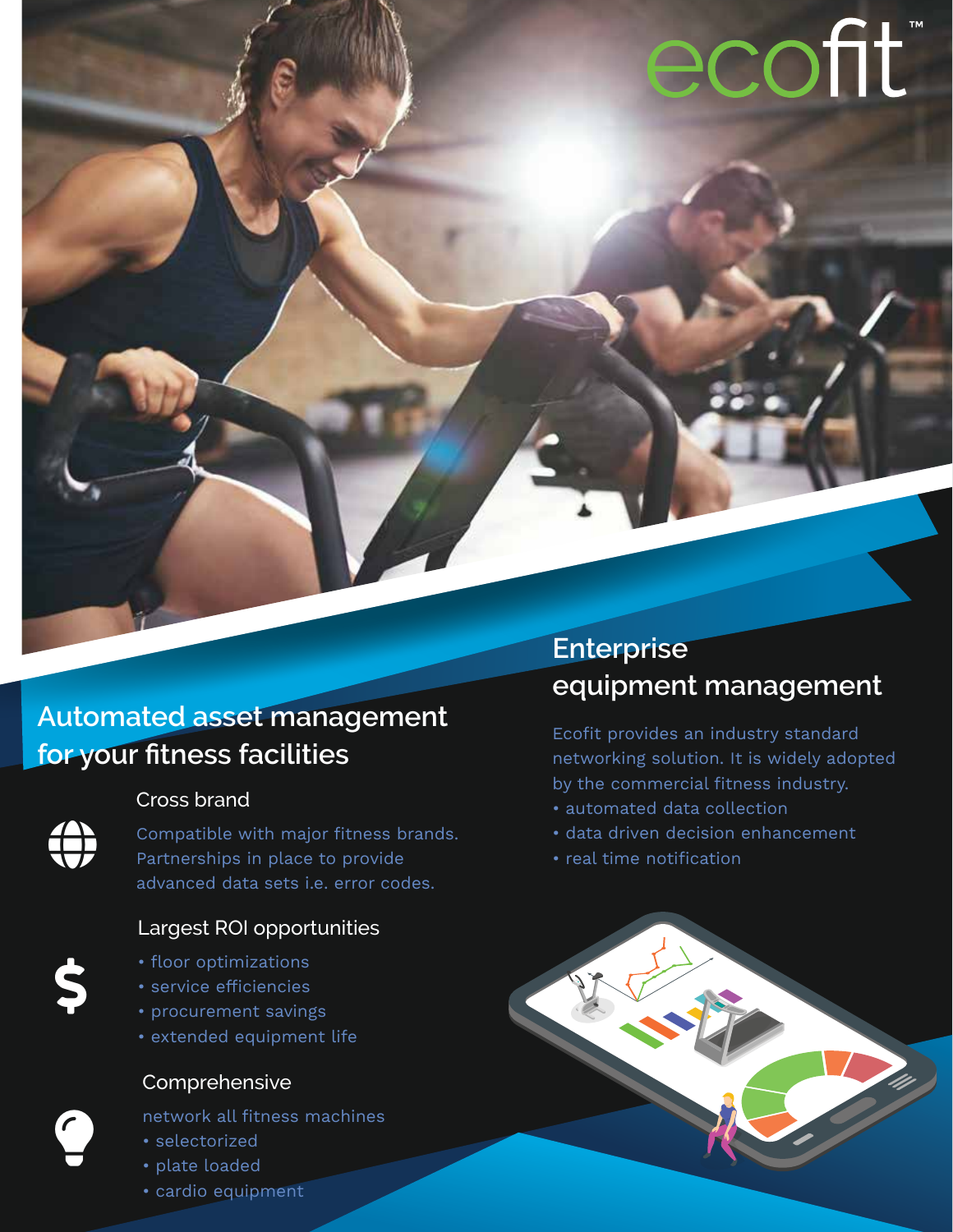ecofit™

## Automated asset management for your fitness facilities

### Cross brand

Compatible with major fitness brands. Partnerships in place to provide advanced data sets i.e. error codes.

### Largest ROI opportunities

- floor optimizations
- service efficiencies
- procurement savings
- extended equipment life

### Comprehensive

network all fitness machines

- selectorized
- plate loaded
- cardio equipment

## Enterprise equipment management

Ecofit provides an industry standard networking solution. It is widely adopted by the commercial fitness industry.

- automated data collection
- data driven decision enhancement
- real time notification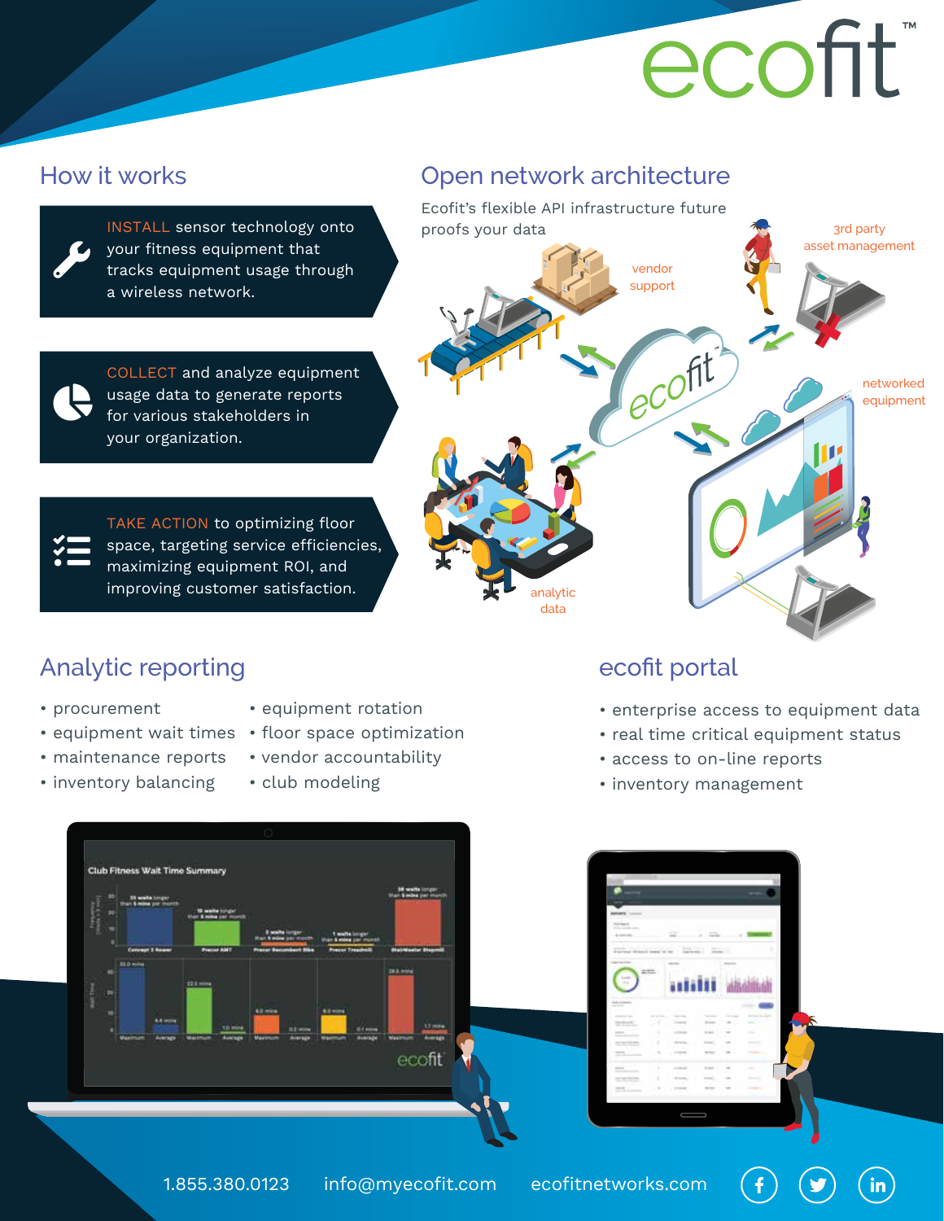ecofit™

## How it works

INSTALL sensor technology onto your fitness equipment that tracks equipment usage through a wireless network.

COLLECT and analyze equipment usage data to generate reports for various stakeholders in your organization.

TAKE ACTION to optimizing floor space, targeting service efficiencies, maximizing equipment ROI, and improving customer satisfaction.

## Open network architecture

Ecofit's flexible API infrastructure future proofs your data

vendor support

3rd party asset management

networked equipment

analytic data

## Analytic reporting

- procurement
- equipment wait times
- maintenance reports
- inventory balancing
- equipment rotation
- floor space optimization
- vendor accountability
- club modeling

## ecofit portal

- enterprise access to equipment data
- real time critical equipment status
- access to on-line reports
- inventory management

Club Fitness Wait Time Summary

1.855.380.0123 info@myecofit.com ecofitnetworks.com